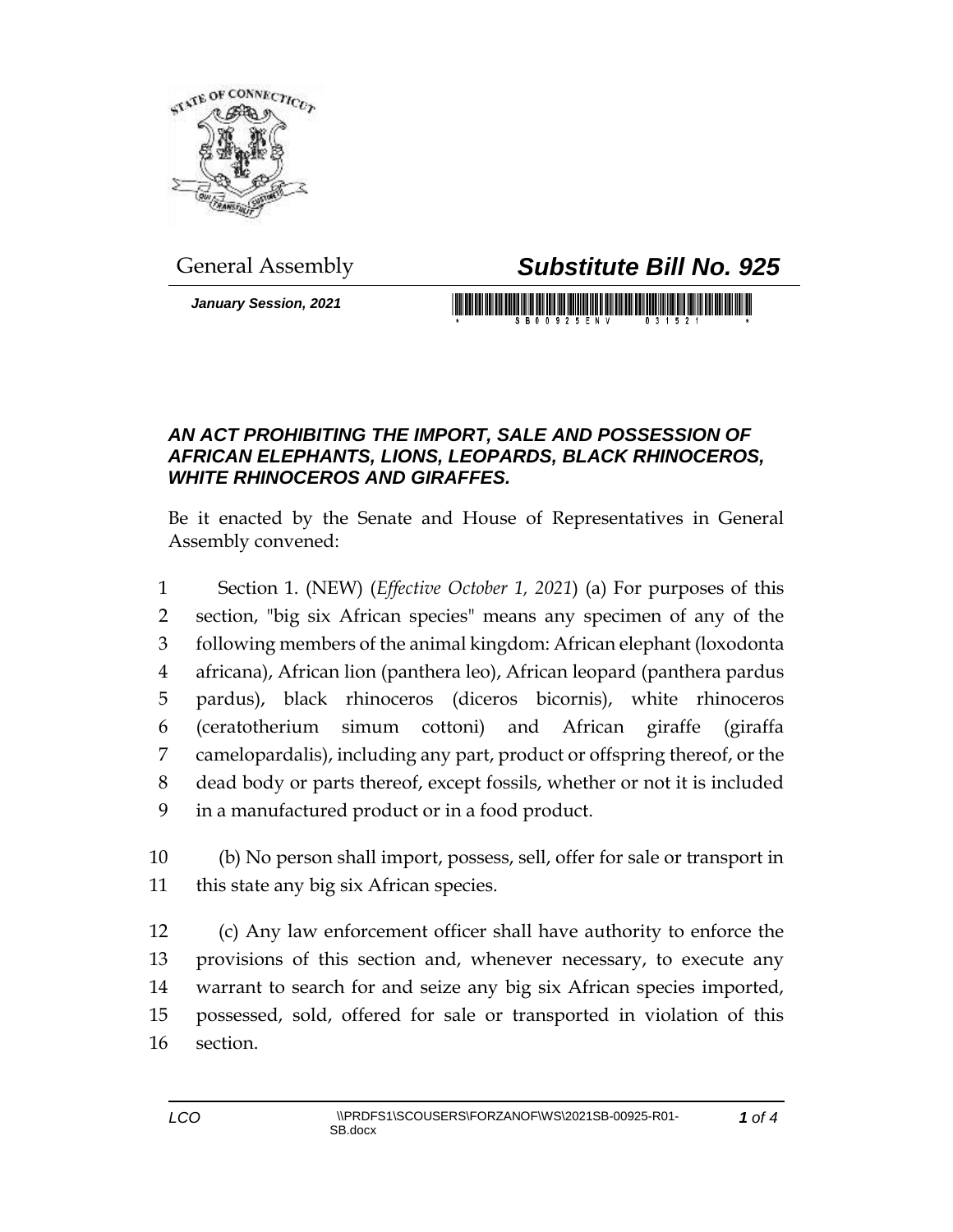General Assembly

# *Substitute Bill No. 925*

*January Session, 2021*

## *AN ACT PROHIBITING THE IMPORT, SALE AND POSSESSION OF AFRICAN ELEPHANTS, LIONS, LEOPARDS, BLACK RHINOCEROS, WHITE RHINOCEROS AND GIRAFFES.*

Be it enacted by the Senate and House of Representatives in General Assembly convened:

Section 1. (NEW) (*Effective October 1, 2021*) (a) For purposes of this section, "big six African species" means any specimen of any of the following members of the animal kingdom: African elephant (loxodonta africana), African lion (panthera leo), African leopard (panthera pardus pardus), black rhinoceros (diceros bicornis), white rhinoceros (ceratotherium simum cottoni) and African giraffe (giraffa camelopardalis), including any part, product or offspring thereof, or the dead body or parts thereof, except fossils, whether or not it is included in a manufactured product or in a food product.

(b) No person shall import, possess, sell, offer for sale or transport in this state any big six African species.

(c) Any law enforcement officer shall have authority to enforce the provisions of this section and, whenever necessary, to execute any warrant to search for and seize any big six African species imported, possessed, sold, offered for sale or transported in violation of this section.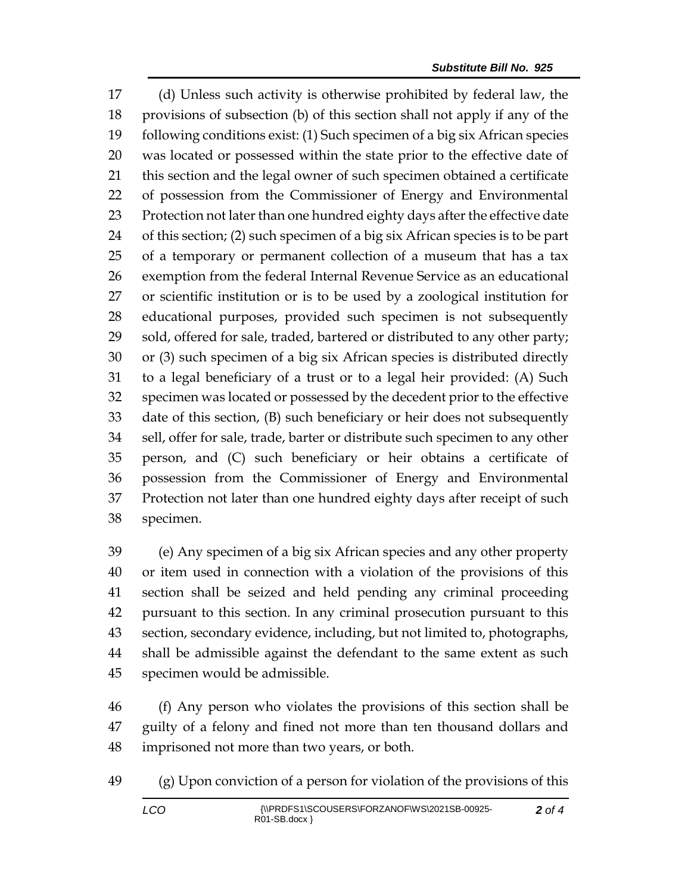(d) Unless such activity is otherwise prohibited by federal law, the provisions of subsection (b) of this section shall not apply if any of the following conditions exist: (1) Such specimen of a big six African species was located or possessed within the state prior to the effective date of this section and the legal owner of such specimen obtained a certificate of possession from the Commissioner of Energy and Environmental Protection not later than one hundred eighty days after the effective date of this section; (2) such specimen of a big six African species is to be part of a temporary or permanent collection of a museum that has a tax exemption from the federal Internal Revenue Service as an educational or scientific institution or is to be used by a zoological institution for educational purposes, provided such specimen is not subsequently sold, offered for sale, traded, bartered or distributed to any other party; or (3) such specimen of a big six African species is distributed directly to a legal beneficiary of a trust or to a legal heir provided: (A) Such specimen was located or possessed by the decedent prior to the effective date of this section, (B) such beneficiary or heir does not subsequently sell, offer for sale, trade, barter or distribute such specimen to any other person, and (C) such beneficiary or heir obtains a certificate of possession from the Commissioner of Energy and Environmental Protection not later than one hundred eighty days after receipt of such specimen.

(e) Any specimen of a big six African species and any other property or item used in connection with a violation of the provisions of this section shall be seized and held pending any criminal proceeding pursuant to this section. In any criminal prosecution pursuant to this section, secondary evidence, including, but not limited to, photographs, shall be admissible against the defendant to the same extent as such specimen would be admissible.

(f) Any person who violates the provisions of this section shall be guilty of a felony and fined not more than ten thousand dollars and imprisoned not more than two years, or both.

(g) Upon conviction of a person for violation of the provisions of this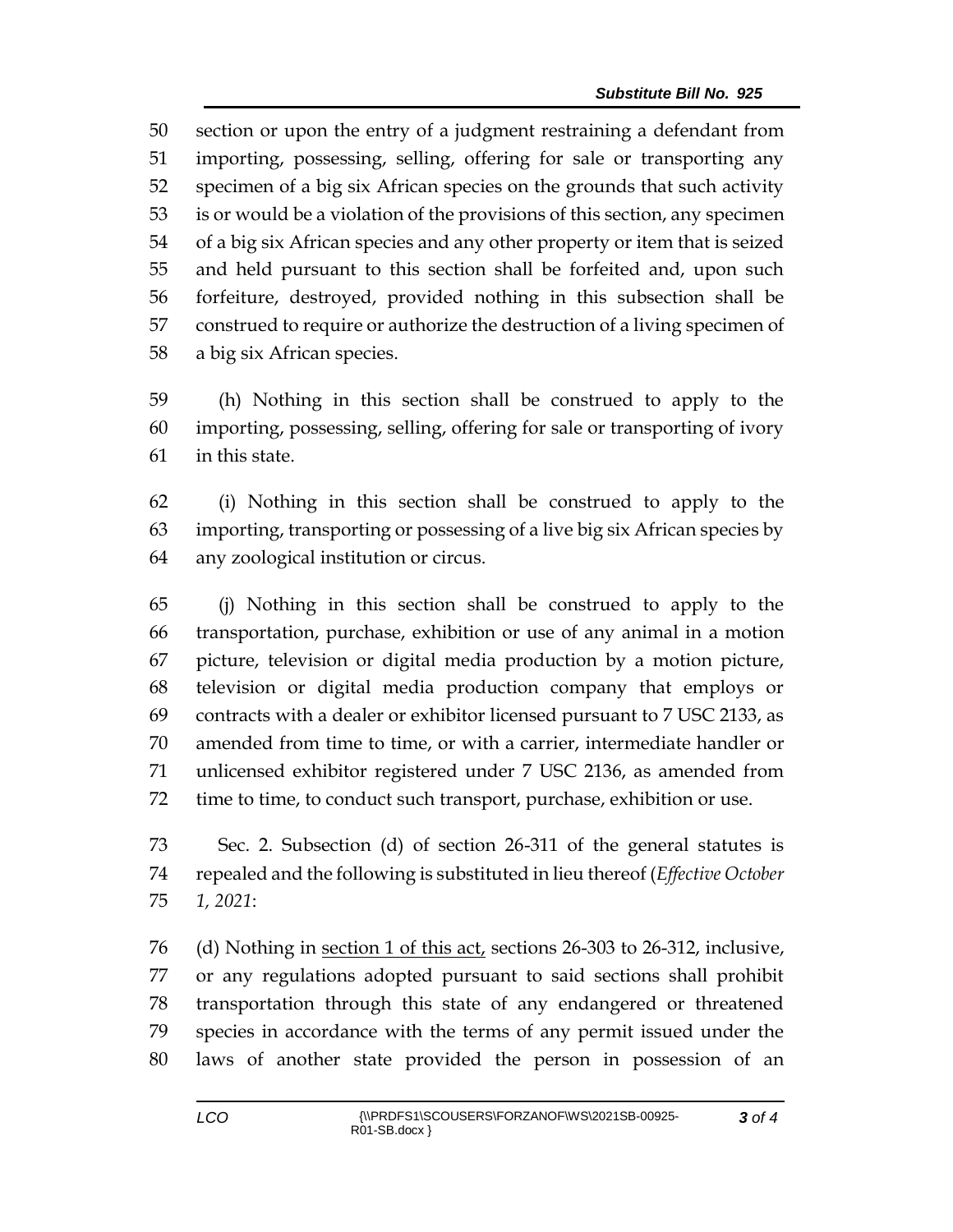section or upon the entry of a judgment restraining a defendant from importing, possessing, selling, offering for sale or transporting any specimen of a big six African species on the grounds that such activity is or would be a violation of the provisions of this section, any specimen of a big six African species and any other property or item that is seized and held pursuant to this section shall be forfeited and, upon such forfeiture, destroyed, provided nothing in this subsection shall be construed to require or authorize the destruction of a living specimen of a big six African species.

(h) Nothing in this section shall be construed to apply to the importing, possessing, selling, offering for sale or transporting of ivory in this state.

(i) Nothing in this section shall be construed to apply to the importing, transporting or possessing of a live big six African species by any zoological institution or circus.

(j) Nothing in this section shall be construed to apply to the transportation, purchase, exhibition or use of any animal in a motion picture, television or digital media production by a motion picture, television or digital media production company that employs or contracts with a dealer or exhibitor licensed pursuant to 7 USC 2133, as amended from time to time, or with a carrier, intermediate handler or unlicensed exhibitor registered under 7 USC 2136, as amended from time to time, to conduct such transport, purchase, exhibition or use.

Sec. 2. Subsection (d) of section 26-311 of the general statutes is repealed and the following is substituted in lieu thereof (*Effective October 1, 2021*:

(d) Nothing in <u>section 1 of this act,</u> sections 26-303 to 26-312, inclusive, or any regulations adopted pursuant to said sections shall prohibit transportation through this state of any endangered or threatened species in accordance with the terms of any permit issued under the laws of another state provided the person in possession of an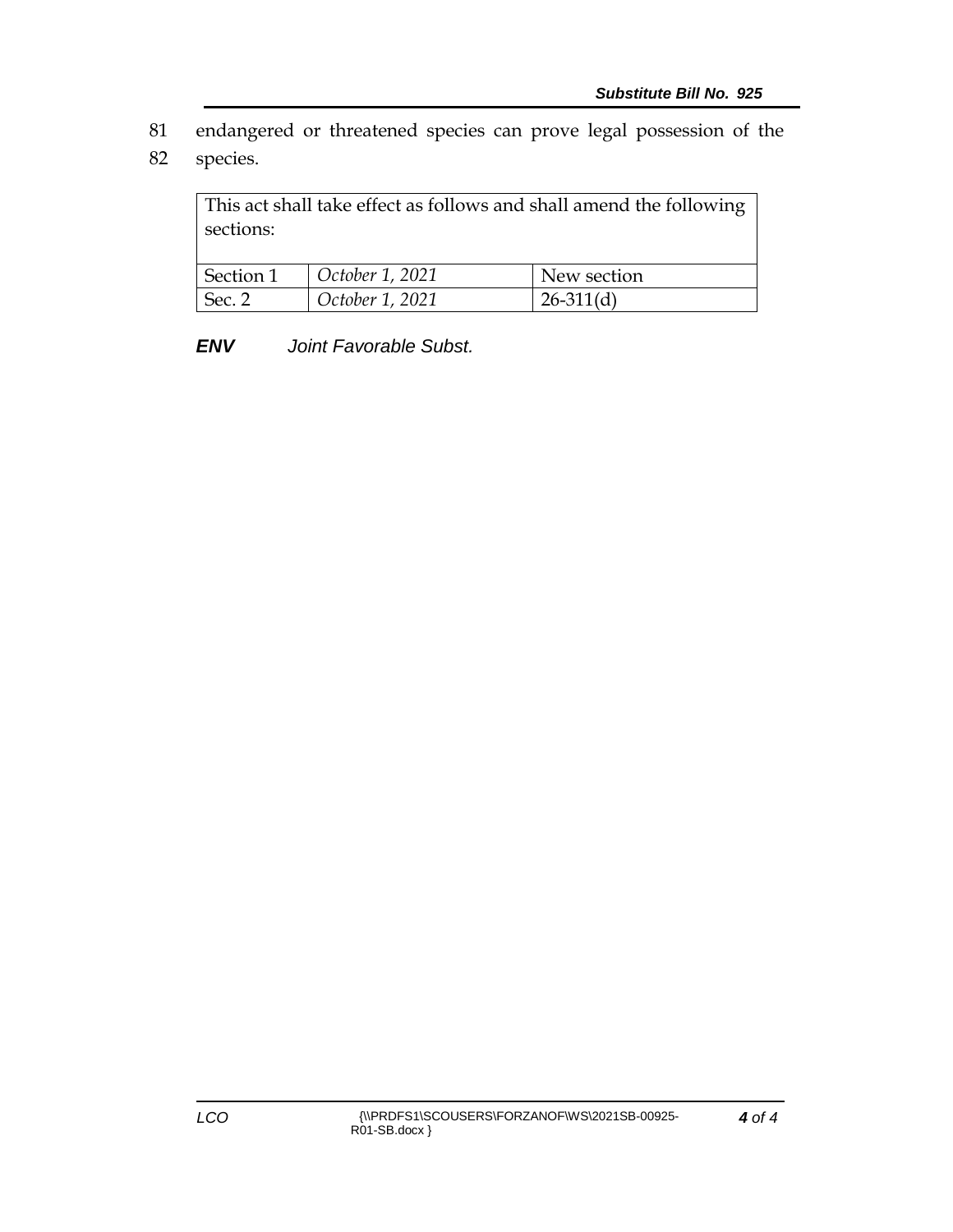81 endangered or threatened species can prove legal possession of the
82 species.

| This act shall take effect as follows and shall amend the following sections: | | |
|---|---|---|
| Section 1 | *October 1, 2021* | New section |
| Sec. 2 | *October 1, 2021* | 26-311(d) |

***ENV*** *Joint Favorable Subst.*